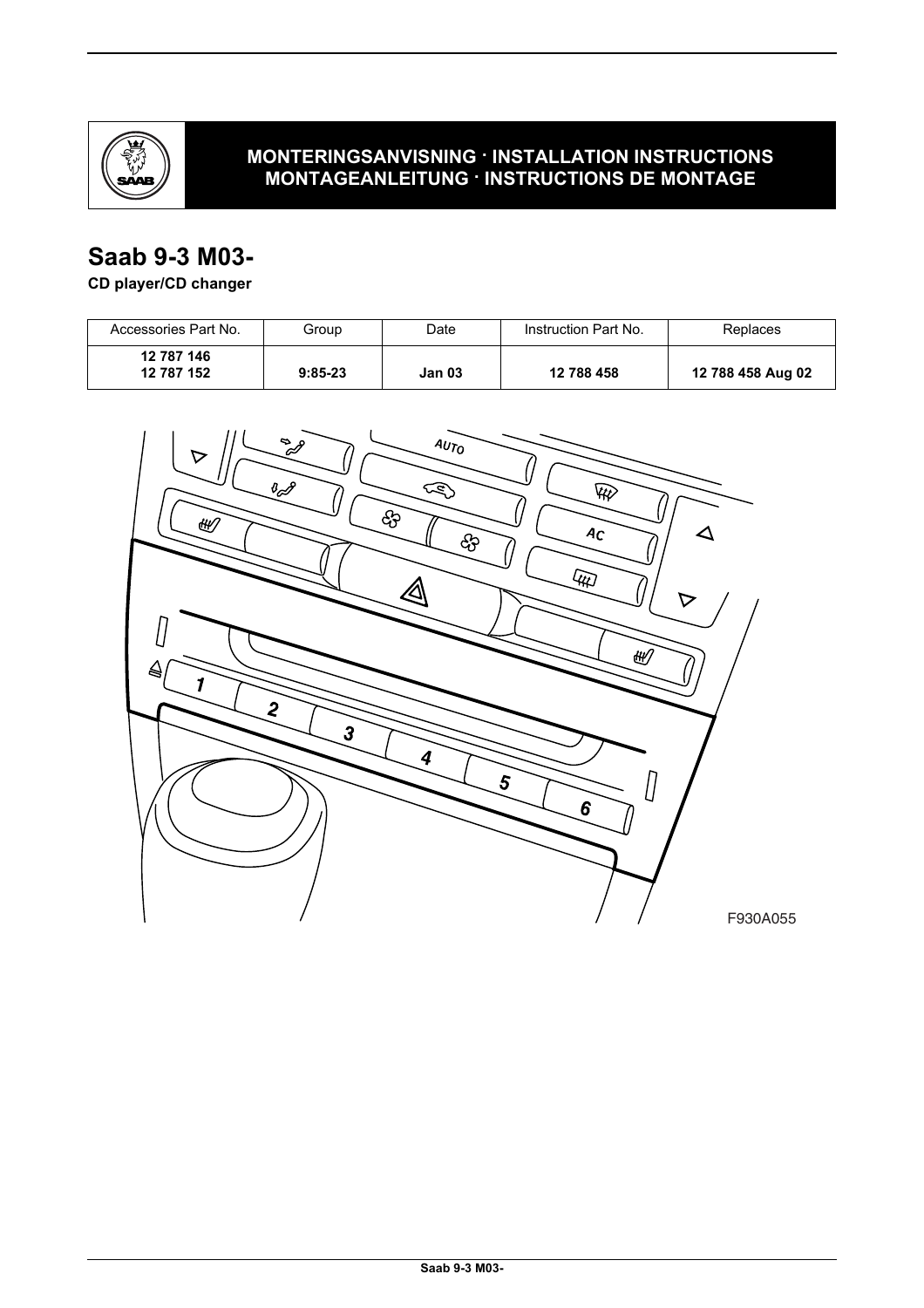**MONTERINGSANVISNING · INSTALLATION INSTRUCTIONS**
**MONTAGEANLEITUNG · INSTRUCTIONS DE MONTAGE**

# Saab 9-3 M03-

**CD player/CD changer**

| Accessories Part No. | Group | Date | Instruction Part No. | Replaces |
|---|---|---|---|---|
| **12 787 146** **12 787 152** | **9:85-23** | **Jan 03** | **12 788 458** | **12 788 458 Aug 02** |

F930A055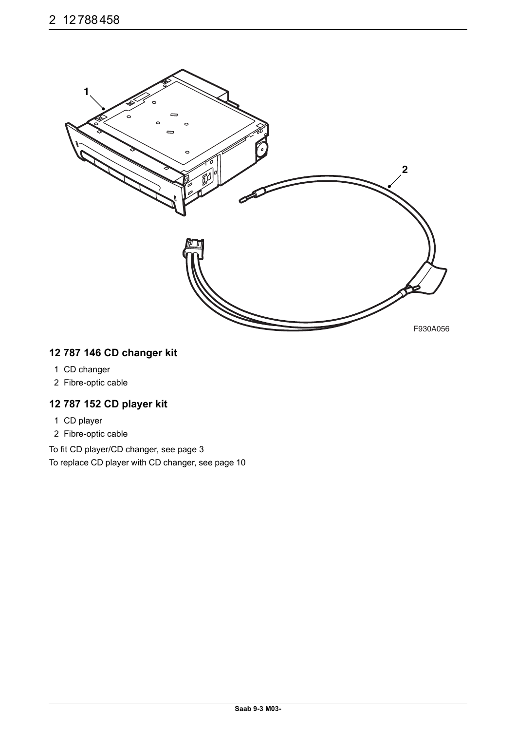## 12 787 146 CD changer kit

1 CD changer
2 Fibre-optic cable

## 12 787 152 CD player kit

1 CD player
2 Fibre-optic cable

To fit CD player/CD changer, see page 3

To replace CD player with CD changer, see page 10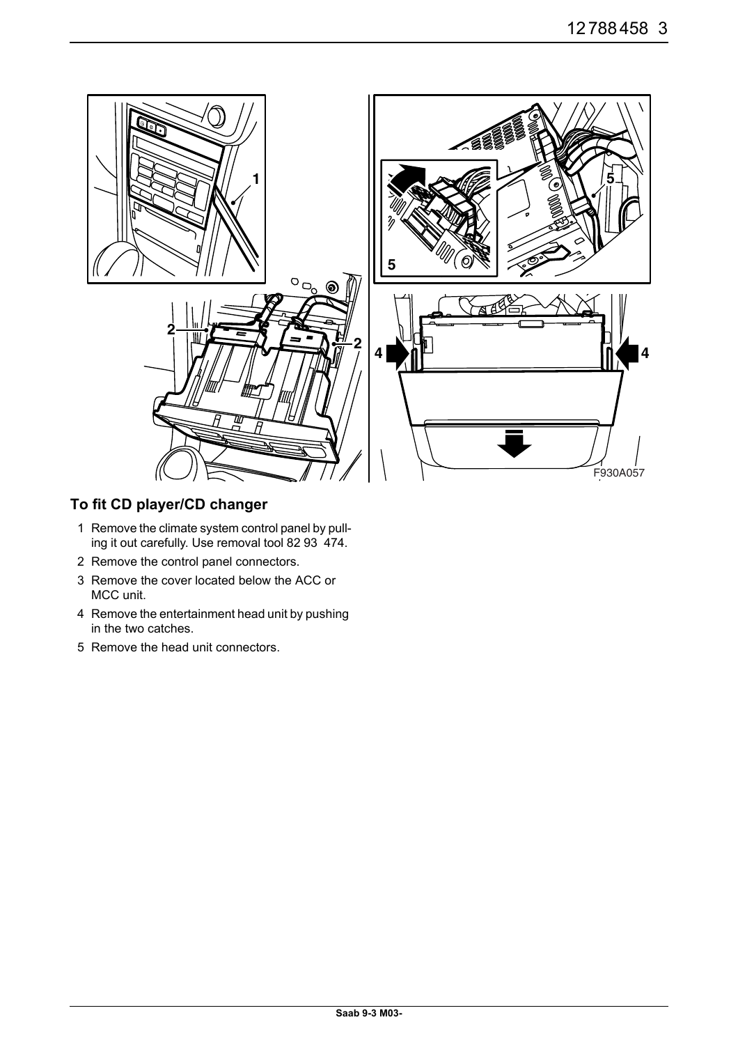## To fit CD player/CD changer

1 Remove the climate system control panel by pulling it out carefully. Use removal tool 82 93 474.

2 Remove the control panel connectors.

3 Remove the cover located below the ACC or MCC unit.

4 Remove the entertainment head unit by pushing in the two catches.

5 Remove the head unit connectors.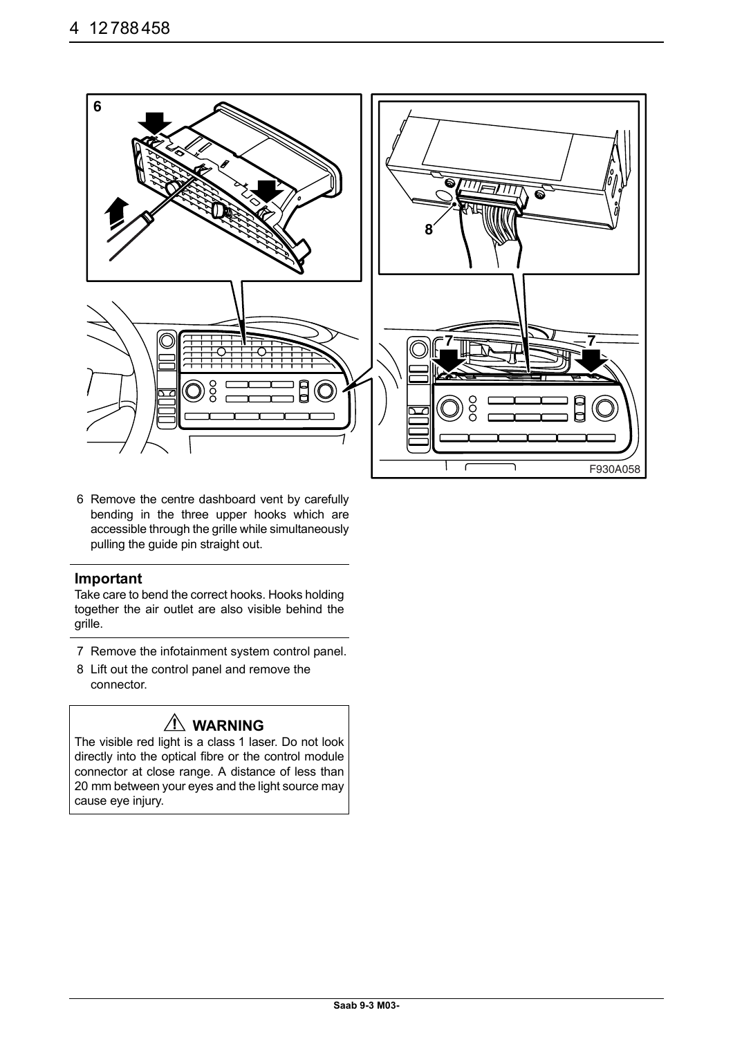6 Remove the centre dashboard vent by carefully bending in the three upper hooks which are accessible through the grille while simultaneously pulling the guide pin straight out.

### Important

Take care to bend the correct hooks. Hooks holding together the air outlet are also visible behind the grille.

7 Remove the infotainment system control panel.

8 Lift out the control panel and remove the connector.

### ⚠ WARNING

The visible red light is a class 1 laser. Do not look directly into the optical fibre or the control module connector at close range. A distance of less than 20 mm between your eyes and the light source may cause eye injury.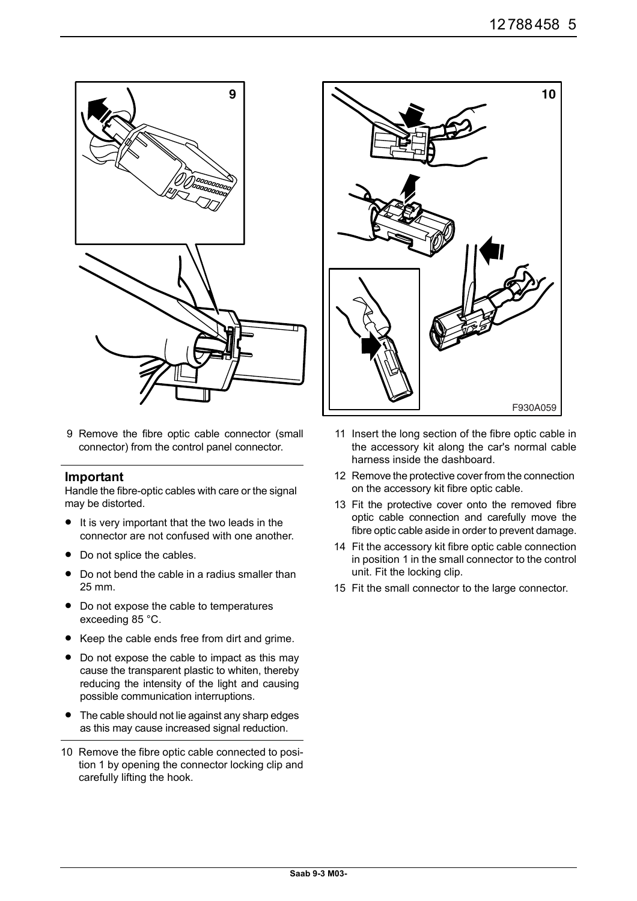9 Remove the fibre optic cable connector (small connector) from the control panel connector.

### Important

Handle the fibre-optic cables with care or the signal may be distorted.

- It is very important that the two leads in the connector are not confused with one another.
- Do not splice the cables.
- Do not bend the cable in a radius smaller than 25 mm.
- Do not expose the cable to temperatures exceeding 85 °C.
- Keep the cable ends free from dirt and grime.
- Do not expose the cable to impact as this may cause the transparent plastic to whiten, thereby reducing the intensity of the light and causing possible communication interruptions.
- The cable should not lie against any sharp edges as this may cause increased signal reduction.

10 Remove the fibre optic cable connected to position 1 by opening the connector locking clip and carefully lifting the hook.

F930A059

11 Insert the long section of the fibre optic cable in the accessory kit along the car's normal cable harness inside the dashboard.

12 Remove the protective cover from the connection on the accessory kit fibre optic cable.

13 Fit the protective cover onto the removed fibre optic cable connection and carefully move the fibre optic cable aside in order to prevent damage.

14 Fit the accessory kit fibre optic cable connection in position 1 in the small connector to the control unit. Fit the locking clip.

15 Fit the small connector to the large connector.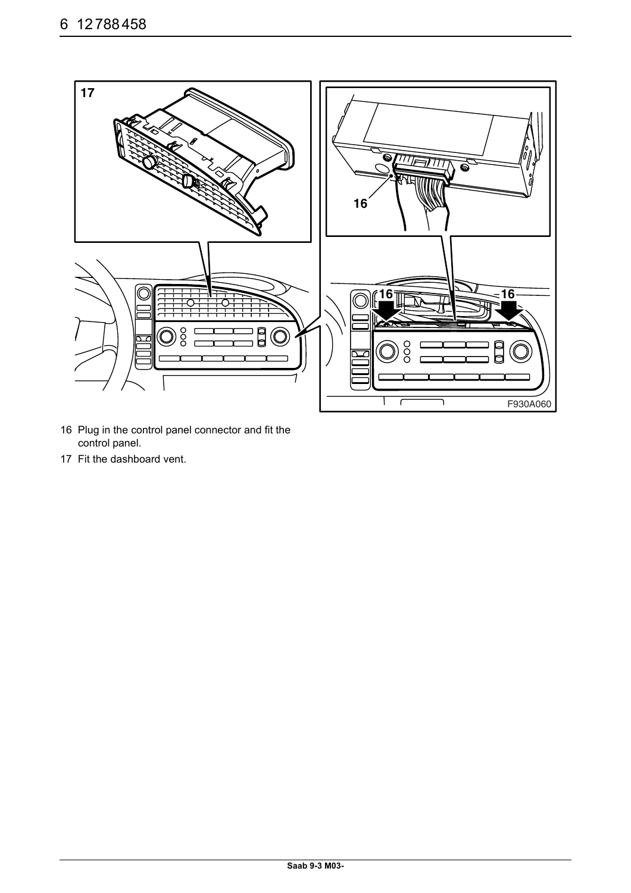16 Plug in the control panel connector and fit the control panel.

17 Fit the dashboard vent.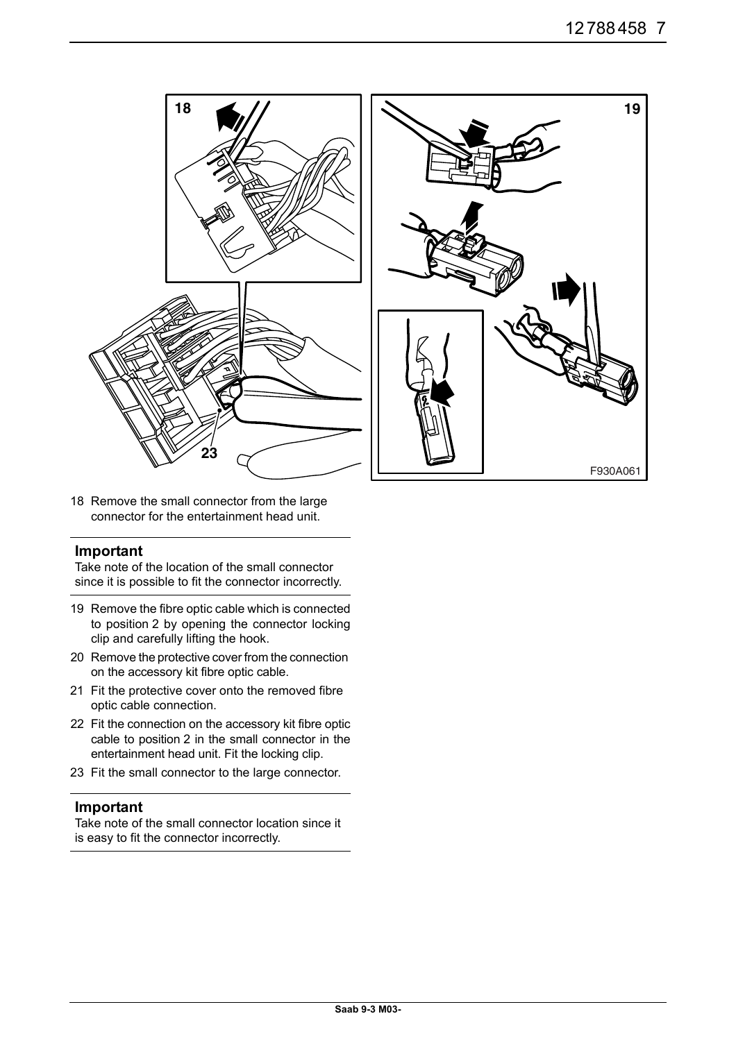18 Remove the small connector from the large connector for the entertainment head unit.

**Important**

Take note of the location of the small connector since it is possible to fit the connector incorrectly.

19 Remove the fibre optic cable which is connected to position 2 by opening the connector locking clip and carefully lifting the hook.

20 Remove the protective cover from the connection on the accessory kit fibre optic cable.

21 Fit the protective cover onto the removed fibre optic cable connection.

22 Fit the connection on the accessory kit fibre optic cable to position 2 in the small connector in the entertainment head unit. Fit the locking clip.

23 Fit the small connector to the large connector.

**Important**

Take note of the small connector location since it is easy to fit the connector incorrectly.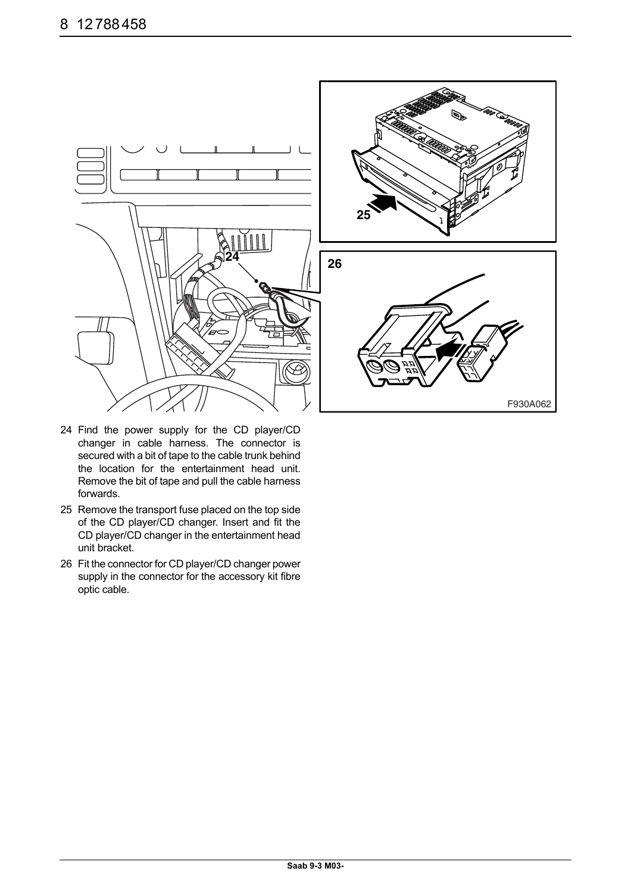24 Find the power supply for the CD player/CD changer in cable harness. The connector is secured with a bit of tape to the cable trunk behind the location for the entertainment head unit. Remove the bit of tape and pull the cable harness forwards.

25 Remove the transport fuse placed on the top side of the CD player/CD changer. Insert and fit the CD player/CD changer in the entertainment head unit bracket.

26 Fit the connector for CD player/CD changer power supply in the connector for the accessory kit fibre optic cable.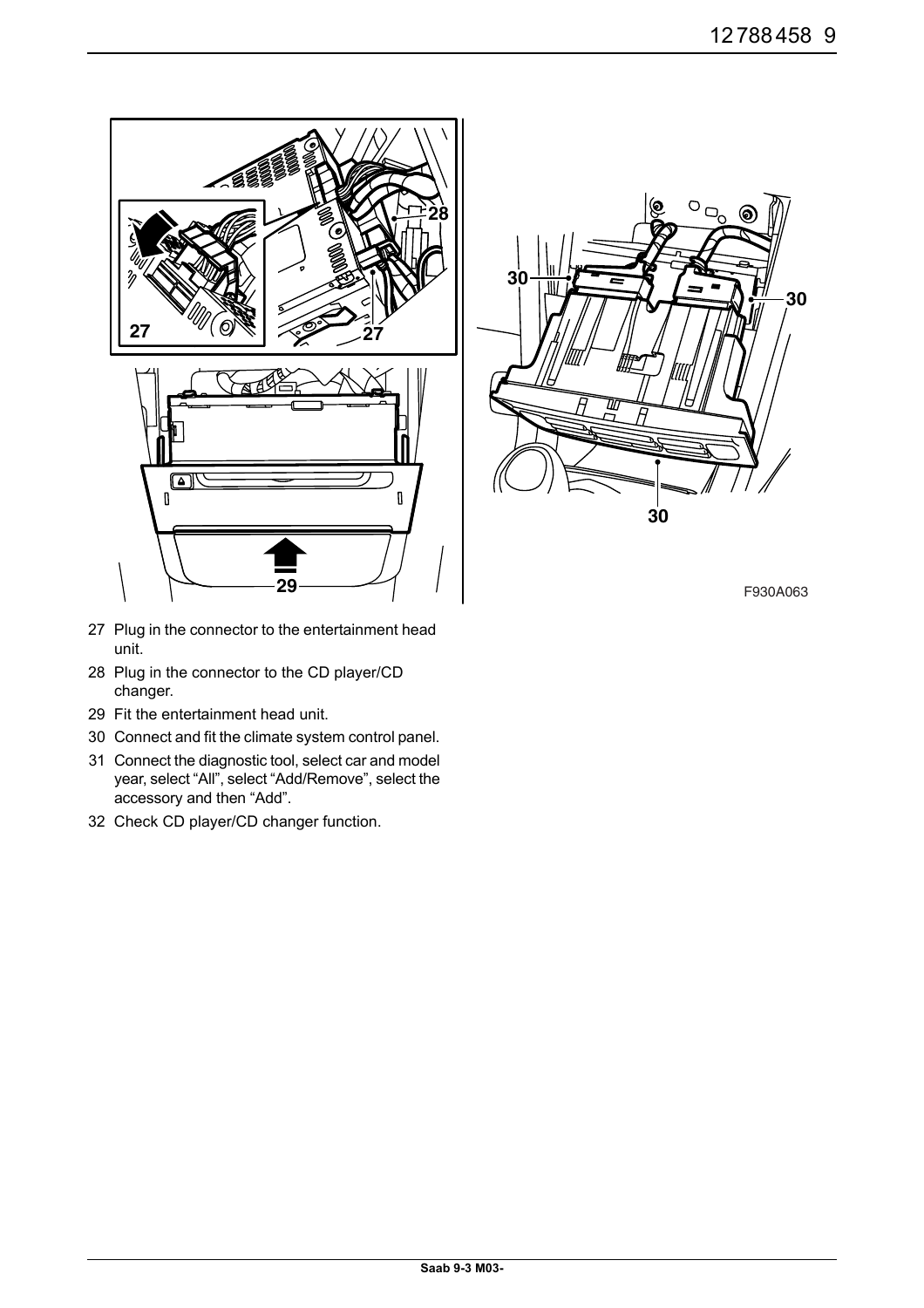27 Plug in the connector to the entertainment head unit.

28 Plug in the connector to the CD player/CD changer.

29 Fit the entertainment head unit.

30 Connect and fit the climate system control panel.

31 Connect the diagnostic tool, select car and model year, select "All", select "Add/Remove", select the accessory and then "Add".

32 Check CD player/CD changer function.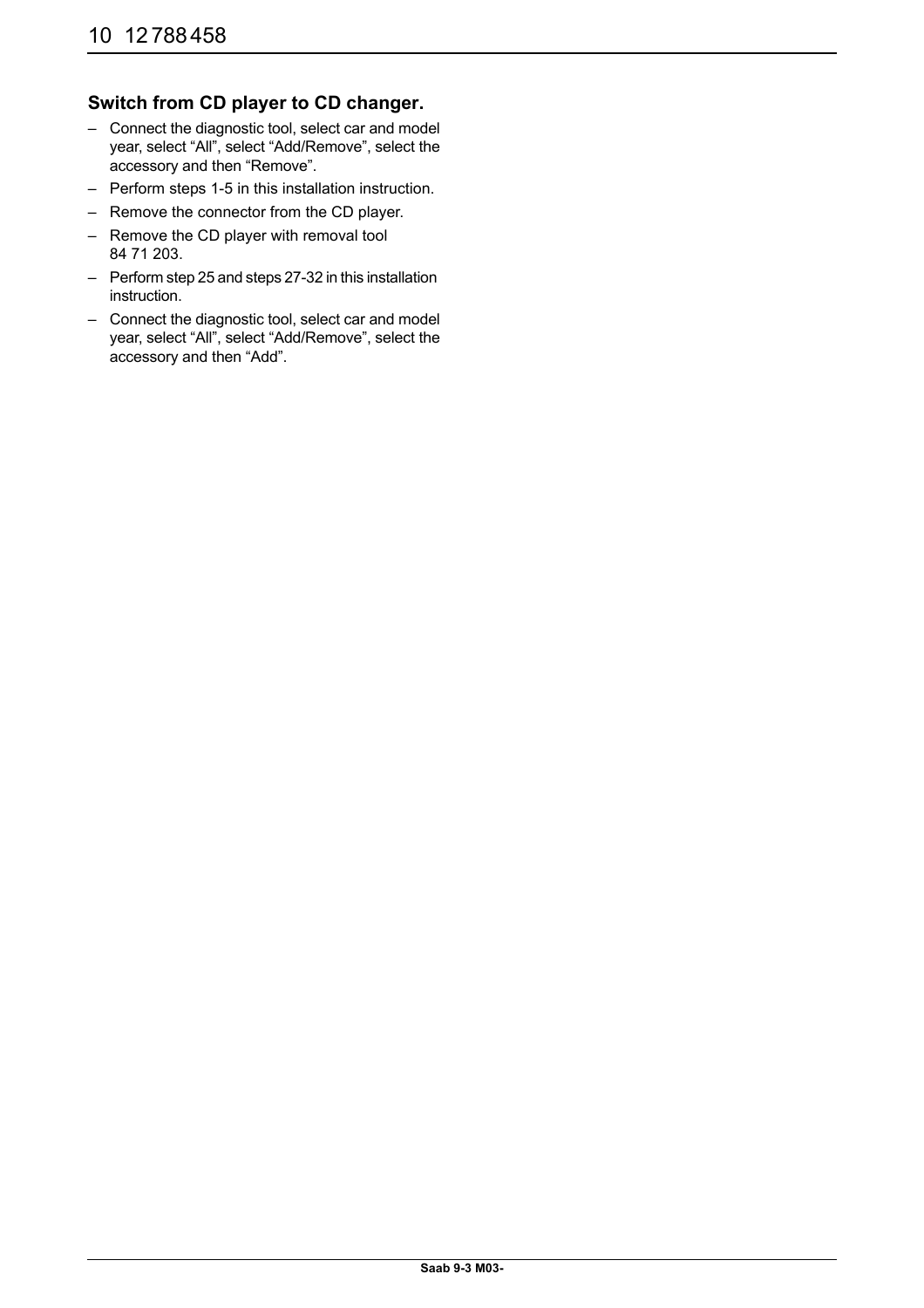## Switch from CD player to CD changer.

- Connect the diagnostic tool, select car and model year, select “All”, select “Add/Remove”, select the accessory and then “Remove”.
- Perform steps 1-5 in this installation instruction.
- Remove the connector from the CD player.
- Remove the CD player with removal tool 84 71 203.
- Perform step 25 and steps 27-32 in this installation instruction.
- Connect the diagnostic tool, select car and model year, select “All”, select “Add/Remove”, select the accessory and then “Add”.